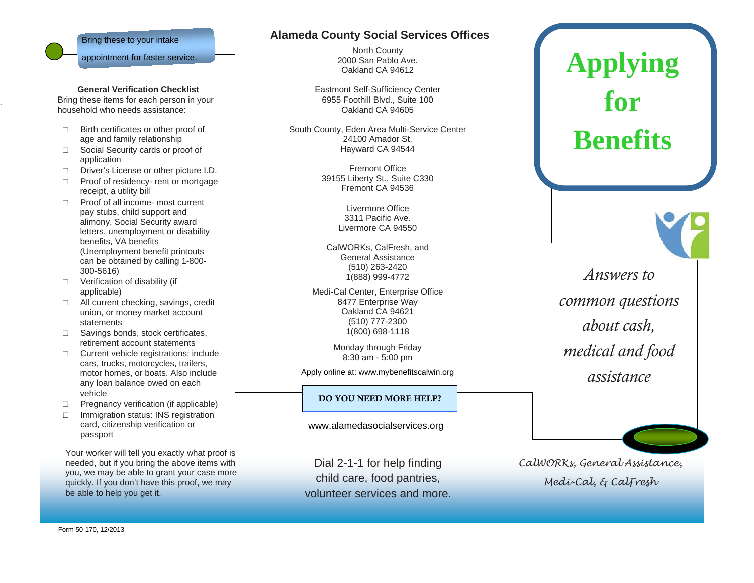Bring these to your intake appointment for faster service.

### General Verification Checklist

Bring these items for each person in your household who needs assistance:

- ☐ Birth certificates or other proof of age and family relationship
- ☐ Social Security cards or proof of application
- ☐ Driver's License or other picture I.D.
- ☐ Proof of residency- rent or mortgage receipt, a utility bill
- ☐ Proof of all income- most current pay stubs, child support and alimony, Social Security award letters, unemployment or disability benefits, VA benefits (Unemployment benefit printouts can be obtained by calling 1-800-300-5616)
- ☐ Verification of disability (if applicable)
- ☐ All current checking, savings, credit union, or money market account statements
- ☐ Savings bonds, stock certificates, retirement account statements
- ☐ Current vehicle registrations: include cars, trucks, motorcycles, trailers, motor homes, or boats. Also include any loan balance owed on each vehicle
- ☐ Pregnancy verification (if applicable)
- ☐ Immigration status: INS registration card, citizenship verification or passport

Your worker will tell you exactly what proof is needed, but if you bring the above items with you, we may be able to grant your case more quickly. If you don't have this proof, we may be able to help you get it.

## Alameda County Social Services Offices

North County
2000 San Pablo Ave.
Oakland CA 94612

Eastmont Self-Sufficiency Center
6955 Foothill Blvd., Suite 100
Oakland CA 94605

South County, Eden Area Multi-Service Center
24100 Amador St.
Hayward CA 94544

Fremont Office
39155 Liberty St., Suite C330
Fremont CA 94536

Livermore Office
3311 Pacific Ave.
Livermore CA 94550

CalWORKs, CalFresh, and General Assistance
(510) 263-2420
1(888) 999-4772

Medi-Cal Center, Enterprise Office
8477 Enterprise Way
Oakland CA 94621
(510) 777-2300
1(800) 698-1118

Monday through Friday
8:30 am - 5:00 pm

Apply online at: www.mybenefitscalwin.org

**DO YOU NEED MORE HELP?**

www.alamedasocialservices.org

Dial 2-1-1 for help finding child care, food pantries, volunteer services and more.

# Applying for Benefits

*Answers to common questions about cash, medical and food assistance*

*CalWORKs, General Assistance, Medi-Cal, & CalFresh*

Form 50-170, 12/2013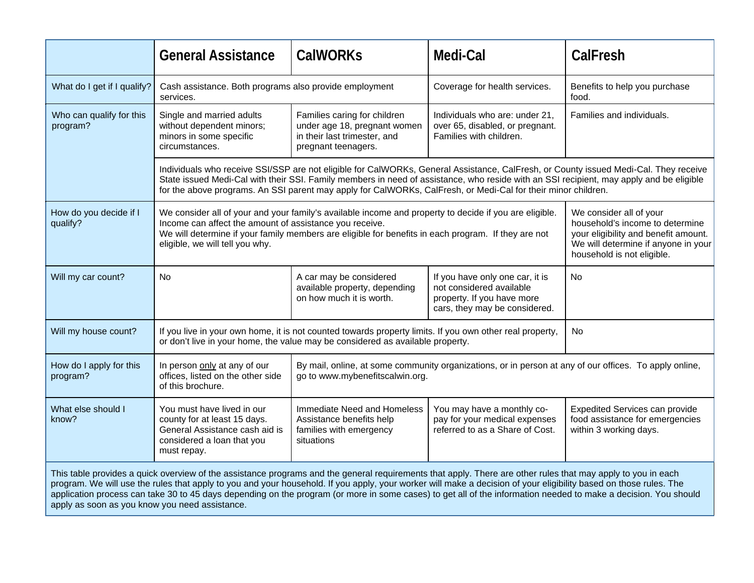| | General Assistance | CalWORKs | Medi-Cal | CalFresh |
|---|---|---|---|---|
| What do I get if I qualify? | Cash assistance. Both programs also provide employment services. | | Coverage for health services. | Benefits to help you purchase food. |
| Who can qualify for this program? | Single and married adults without dependent minors; minors in some specific circumstances. | Families caring for children under age 18, pregnant women in their last trimester, and pregnant teenagers. | Individuals who are: under 21, over 65, disabled, or pregnant. Families with children. | Families and individuals. |
| | Individuals who receive SSI/SSP are not eligible for CalWORKs, General Assistance, CalFresh, or County issued Medi-Cal. They receive State issued Medi-Cal with their SSI. Family members in need of assistance, who reside with an SSI recipient, may apply and be eligible for the above programs. An SSI parent may apply for CalWORKs, CalFresh, or Medi-Cal for their minor children. | | | |
| How do you decide if I qualify? | We consider all of your and your family's available income and property to decide if you are eligible. Income can affect the amount of assistance you receive. We will determine if your family members are eligible for benefits in each program. If they are not eligible, we will tell you why. | | | We consider all of your household's income to determine your eligibility and benefit amount. We will determine if anyone in your household is not eligible. |
| Will my car count? | No | A car may be considered available property, depending on how much it is worth. | If you have only one car, it is not considered available property. If you have more cars, they may be considered. | No |
| Will my house count? | If you live in your own home, it is not counted towards property limits. If you own other real property, or don't live in your home, the value may be considered as available property. | | | No |
| How do I apply for this program? | In person only at any of our offices, listed on the other side of this brochure. | By mail, online, at some community organizations, or in person at any of our offices. To apply online, go to www.mybenefitscalwin.org. | | |
| What else should I know? | You must have lived in our county for at least 15 days. General Assistance cash aid is considered a loan that you must repay. | Immediate Need and Homeless Assistance benefits help families with emergency situations | You may have a monthly co-pay for your medical expenses referred to as a Share of Cost. | Expedited Services can provide food assistance for emergencies within 3 working days. |

This table provides a quick overview of the assistance programs and the general requirements that apply. There are other rules that may apply to you in each program. We will use the rules that apply to you and your household. If you apply, your worker will make a decision of your eligibility based on those rules. The application process can take 30 to 45 days depending on the program (or more in some cases) to get all of the information needed to make a decision. You should apply as soon as you know you need assistance.